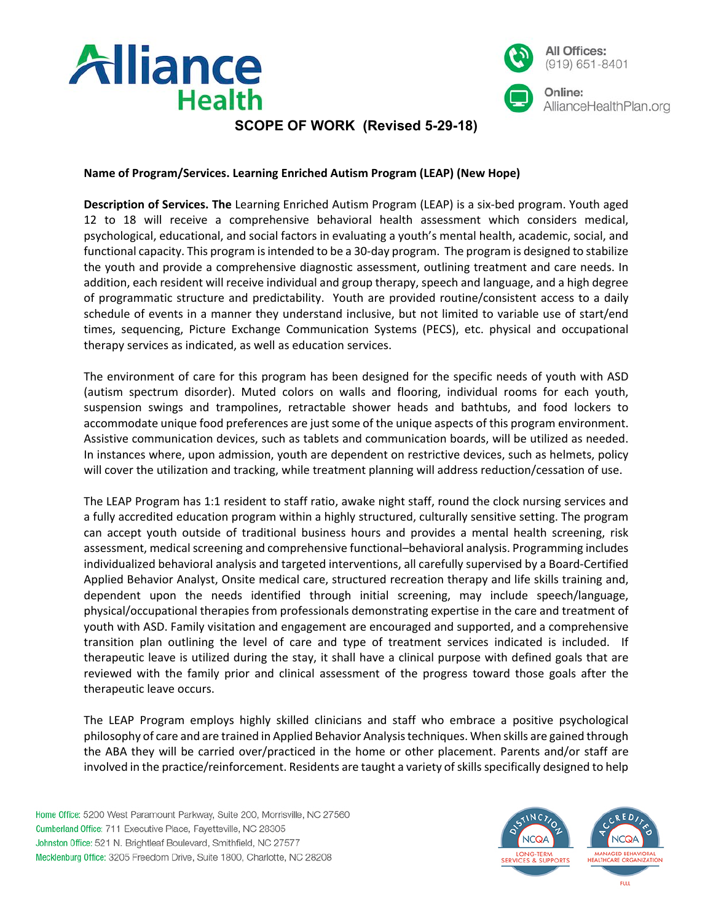# SCOPE OF WORK (Revised 5-29-18)

**Name of Program/Services. Learning Enriched Autism Program (LEAP) (New Hope)**

**Description of Services. The** Learning Enriched Autism Program (LEAP) is a six-bed program. Youth aged 12 to 18 will receive a comprehensive behavioral health assessment which considers medical, psychological, educational, and social factors in evaluating a youth's mental health, academic, social, and functional capacity. This program is intended to be a 30-day program. The program is designed to stabilize the youth and provide a comprehensive diagnostic assessment, outlining treatment and care needs. In addition, each resident will receive individual and group therapy, speech and language, and a high degree of programmatic structure and predictability. Youth are provided routine/consistent access to a daily schedule of events in a manner they understand inclusive, but not limited to variable use of start/end times, sequencing, Picture Exchange Communication Systems (PECS), etc. physical and occupational therapy services as indicated, as well as education services.

The environment of care for this program has been designed for the specific needs of youth with ASD (autism spectrum disorder). Muted colors on walls and flooring, individual rooms for each youth, suspension swings and trampolines, retractable shower heads and bathtubs, and food lockers to accommodate unique food preferences are just some of the unique aspects of this program environment. Assistive communication devices, such as tablets and communication boards, will be utilized as needed. In instances where, upon admission, youth are dependent on restrictive devices, such as helmets, policy will cover the utilization and tracking, while treatment planning will address reduction/cessation of use.

The LEAP Program has 1:1 resident to staff ratio, awake night staff, round the clock nursing services and a fully accredited education program within a highly structured, culturally sensitive setting. The program can accept youth outside of traditional business hours and provides a mental health screening, risk assessment, medical screening and comprehensive functional–behavioral analysis. Programming includes individualized behavioral analysis and targeted interventions, all carefully supervised by a Board-Certified Applied Behavior Analyst, Onsite medical care, structured recreation therapy and life skills training and, dependent upon the needs identified through initial screening, may include speech/language, physical/occupational therapies from professionals demonstrating expertise in the care and treatment of youth with ASD. Family visitation and engagement are encouraged and supported, and a comprehensive transition plan outlining the level of care and type of treatment services indicated is included. If therapeutic leave is utilized during the stay, it shall have a clinical purpose with defined goals that are reviewed with the family prior and clinical assessment of the progress toward those goals after the therapeutic leave occurs.

The LEAP Program employs highly skilled clinicians and staff who embrace a positive psychological philosophy of care and are trained in Applied Behavior Analysis techniques. When skills are gained through the ABA they will be carried over/practiced in the home or other placement. Parents and/or staff are involved in the practice/reinforcement. Residents are taught a variety of skills specifically designed to help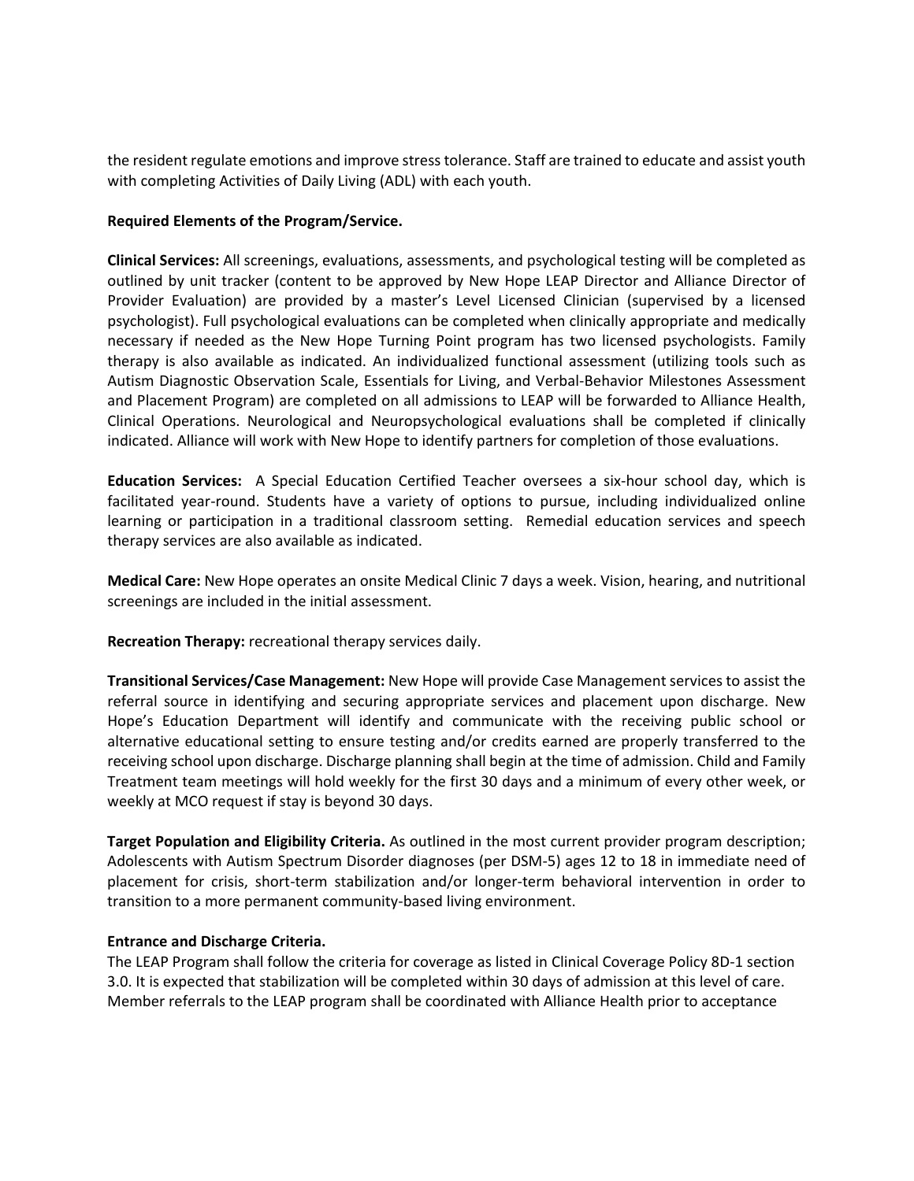the resident regulate emotions and improve stress tolerance. Staff are trained to educate and assist youth with completing Activities of Daily Living (ADL) with each youth.

**Required Elements of the Program/Service.**

**Clinical Services:** All screenings, evaluations, assessments, and psychological testing will be completed as outlined by unit tracker (content to be approved by New Hope LEAP Director and Alliance Director of Provider Evaluation) are provided by a master's Level Licensed Clinician (supervised by a licensed psychologist). Full psychological evaluations can be completed when clinically appropriate and medically necessary if needed as the New Hope Turning Point program has two licensed psychologists. Family therapy is also available as indicated. An individualized functional assessment (utilizing tools such as Autism Diagnostic Observation Scale, Essentials for Living, and Verbal-Behavior Milestones Assessment and Placement Program) are completed on all admissions to LEAP will be forwarded to Alliance Health, Clinical Operations. Neurological and Neuropsychological evaluations shall be completed if clinically indicated. Alliance will work with New Hope to identify partners for completion of those evaluations.

**Education Services:** A Special Education Certified Teacher oversees a six-hour school day, which is facilitated year-round. Students have a variety of options to pursue, including individualized online learning or participation in a traditional classroom setting. Remedial education services and speech therapy services are also available as indicated.

**Medical Care:** New Hope operates an onsite Medical Clinic 7 days a week. Vision, hearing, and nutritional screenings are included in the initial assessment.

**Recreation Therapy:** recreational therapy services daily.

**Transitional Services/Case Management:** New Hope will provide Case Management services to assist the referral source in identifying and securing appropriate services and placement upon discharge. New Hope's Education Department will identify and communicate with the receiving public school or alternative educational setting to ensure testing and/or credits earned are properly transferred to the receiving school upon discharge. Discharge planning shall begin at the time of admission. Child and Family Treatment team meetings will hold weekly for the first 30 days and a minimum of every other week, or weekly at MCO request if stay is beyond 30 days.

**Target Population and Eligibility Criteria.** As outlined in the most current provider program description; Adolescents with Autism Spectrum Disorder diagnoses (per DSM-5) ages 12 to 18 in immediate need of placement for crisis, short-term stabilization and/or longer-term behavioral intervention in order to transition to a more permanent community-based living environment.

**Entrance and Discharge Criteria.**

The LEAP Program shall follow the criteria for coverage as listed in Clinical Coverage Policy 8D-1 section 3.0. It is expected that stabilization will be completed within 30 days of admission at this level of care. Member referrals to the LEAP program shall be coordinated with Alliance Health prior to acceptance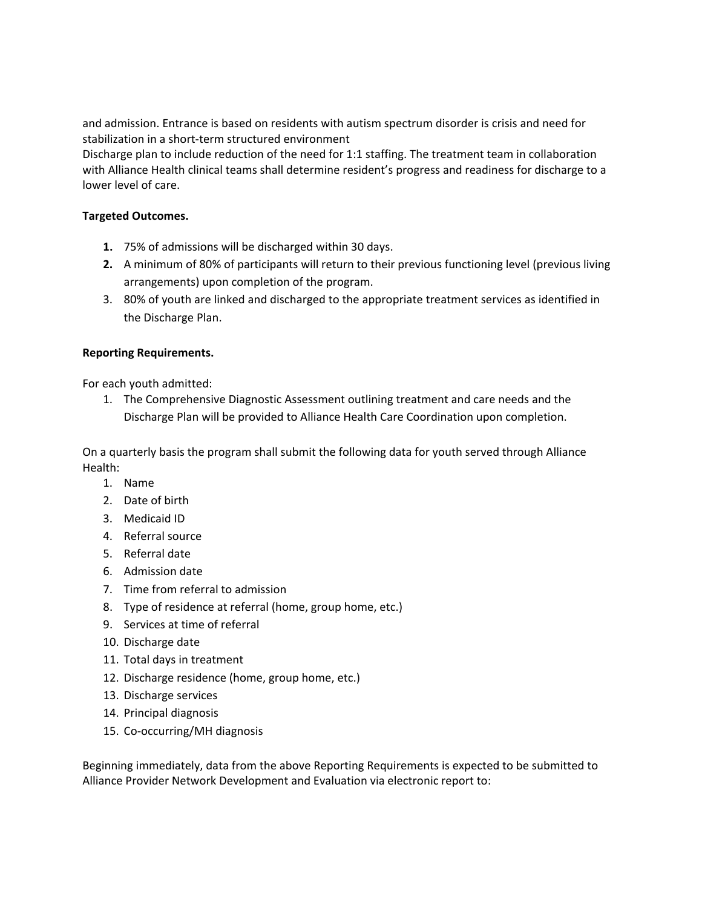and admission. Entrance is based on residents with autism spectrum disorder is crisis and need for stabilization in a short-term structured environment
Discharge plan to include reduction of the need for 1:1 staffing. The treatment team in collaboration with Alliance Health clinical teams shall determine resident's progress and readiness for discharge to a lower level of care.

**Targeted Outcomes.**

1. 75% of admissions will be discharged within 30 days.
2. A minimum of 80% of participants will return to their previous functioning level (previous living arrangements) upon completion of the program.
3. 80% of youth are linked and discharged to the appropriate treatment services as identified in the Discharge Plan.

**Reporting Requirements.**

For each youth admitted:

1. The Comprehensive Diagnostic Assessment outlining treatment and care needs and the Discharge Plan will be provided to Alliance Health Care Coordination upon completion.

On a quarterly basis the program shall submit the following data for youth served through Alliance Health:

1. Name
2. Date of birth
3. Medicaid ID
4. Referral source
5. Referral date
6. Admission date
7. Time from referral to admission
8. Type of residence at referral (home, group home, etc.)
9. Services at time of referral
10. Discharge date
11. Total days in treatment
12. Discharge residence (home, group home, etc.)
13. Discharge services
14. Principal diagnosis
15. Co-occurring/MH diagnosis

Beginning immediately, data from the above Reporting Requirements is expected to be submitted to Alliance Provider Network Development and Evaluation via electronic report to: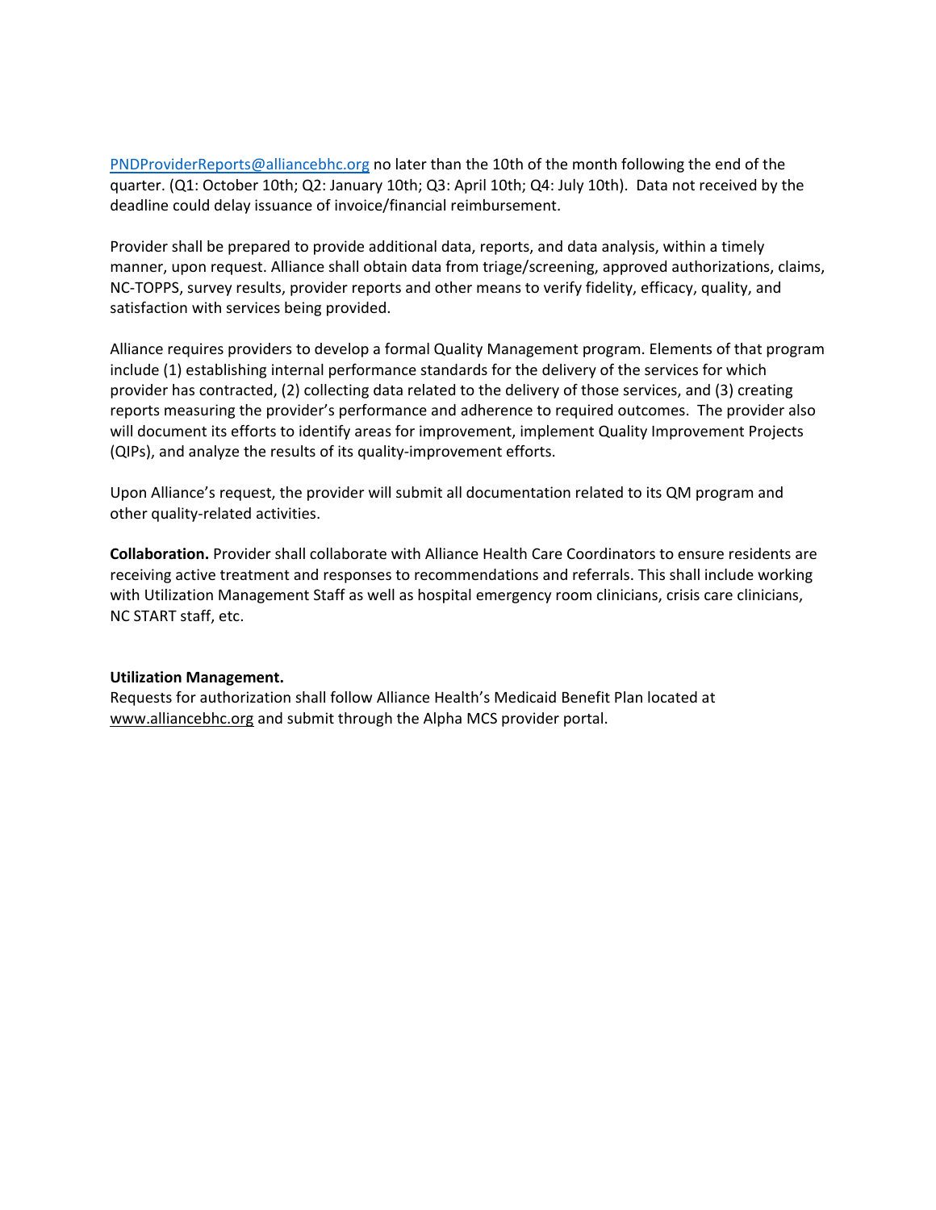PNDProviderReports@alliancebhc.org no later than the 10th of the month following the end of the quarter. (Q1: October 10th; Q2: January 10th; Q3: April 10th; Q4: July 10th). Data not received by the deadline could delay issuance of invoice/financial reimbursement.

Provider shall be prepared to provide additional data, reports, and data analysis, within a timely manner, upon request. Alliance shall obtain data from triage/screening, approved authorizations, claims, NC-TOPPS, survey results, provider reports and other means to verify fidelity, efficacy, quality, and satisfaction with services being provided.

Alliance requires providers to develop a formal Quality Management program. Elements of that program include (1) establishing internal performance standards for the delivery of the services for which provider has contracted, (2) collecting data related to the delivery of those services, and (3) creating reports measuring the provider's performance and adherence to required outcomes. The provider also will document its efforts to identify areas for improvement, implement Quality Improvement Projects (QIPs), and analyze the results of its quality-improvement efforts.

Upon Alliance's request, the provider will submit all documentation related to its QM program and other quality-related activities.

**Collaboration.** Provider shall collaborate with Alliance Health Care Coordinators to ensure residents are receiving active treatment and responses to recommendations and referrals. This shall include working with Utilization Management Staff as well as hospital emergency room clinicians, crisis care clinicians, NC START staff, etc.

**Utilization Management.**
Requests for authorization shall follow Alliance Health's Medicaid Benefit Plan located at www.alliancebhc.org and submit through the Alpha MCS provider portal.